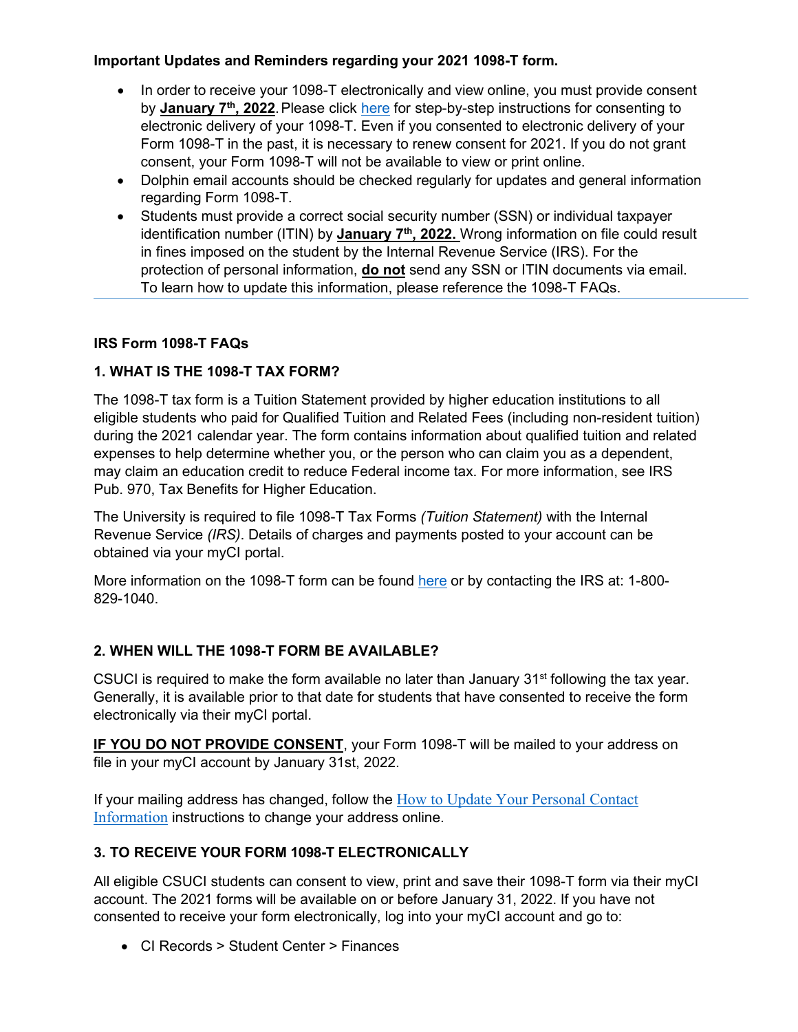**Important Updates and Reminders regarding your 2021 1098-T form.**

- In order to receive your 1098-T electronically and view online, you must provide consent by **January 7th, 2022**. Please click here for step-by-step instructions for consenting to electronic delivery of your 1098-T. Even if you consented to electronic delivery of your Form 1098-T in the past, it is necessary to renew consent for 2021. If you do not grant consent, your Form 1098-T will not be available to view or print online.
- Dolphin email accounts should be checked regularly for updates and general information regarding Form 1098-T.
- Students must provide a correct social security number (SSN) or individual taxpayer identification number (ITIN) by **January 7th, 2022.** Wrong information on file could result in fines imposed on the student by the Internal Revenue Service (IRS). For the protection of personal information, **do not** send any SSN or ITIN documents via email. To learn how to update this information, please reference the 1098-T FAQs.

---

## IRS Form 1098-T FAQs

### 1. WHAT IS THE 1098-T TAX FORM?

The 1098-T tax form is a Tuition Statement provided by higher education institutions to all eligible students who paid for Qualified Tuition and Related Fees (including non-resident tuition) during the 2021 calendar year. The form contains information about qualified tuition and related expenses to help determine whether you, or the person who can claim you as a dependent, may claim an education credit to reduce Federal income tax. For more information, see IRS Pub. 970, Tax Benefits for Higher Education.

The University is required to file 1098-T Tax Forms *(Tuition Statement)* with the Internal Revenue Service *(IRS)*. Details of charges and payments posted to your account can be obtained via your myCI portal.

More information on the 1098-T form can be found here or by contacting the IRS at: 1-800-829-1040.

### 2. WHEN WILL THE 1098-T FORM BE AVAILABLE?

CSUCI is required to make the form available no later than January 31st following the tax year. Generally, it is available prior to that date for students that have consented to receive the form electronically via their myCI portal.

**IF YOU DO NOT PROVIDE CONSENT**, your Form 1098-T will be mailed to your address on file in your myCI account by January 31st, 2022.

If your mailing address has changed, follow the How to Update Your Personal Contact Information instructions to change your address online.

### 3. TO RECEIVE YOUR FORM 1098-T ELECTRONICALLY

All eligible CSUCI students can consent to view, print and save their 1098-T form via their myCI account. The 2021 forms will be available on or before January 31, 2022. If you have not consented to receive your form electronically, log into your myCI account and go to:

- CI Records > Student Center > Finances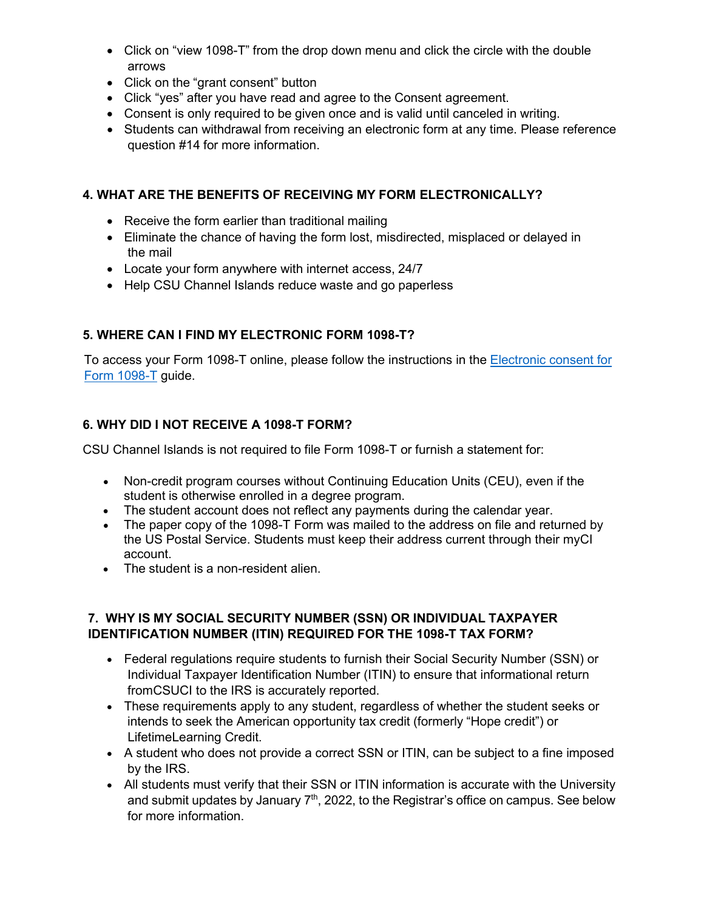- Click on "view 1098-T" from the drop down menu and click the circle with the double arrows
- Click on the "grant consent" button
- Click "yes" after you have read and agree to the Consent agreement.
- Consent is only required to be given once and is valid until canceled in writing.
- Students can withdrawal from receiving an electronic form at any time. Please reference question #14 for more information.

## 4. WHAT ARE THE BENEFITS OF RECEIVING MY FORM ELECTRONICALLY?

- Receive the form earlier than traditional mailing
- Eliminate the chance of having the form lost, misdirected, misplaced or delayed in the mail
- Locate your form anywhere with internet access, 24/7
- Help CSU Channel Islands reduce waste and go paperless

## 5. WHERE CAN I FIND MY ELECTRONIC FORM 1098-T?

To access your Form 1098-T online, please follow the instructions in the [Electronic consent for Form 1098-T](#) guide.

## 6. WHY DID I NOT RECEIVE A 1098-T FORM?

CSU Channel Islands is not required to file Form 1098-T or furnish a statement for:

- Non-credit program courses without Continuing Education Units (CEU), even if the student is otherwise enrolled in a degree program.
- The student account does not reflect any payments during the calendar year.
- The paper copy of the 1098-T Form was mailed to the address on file and returned by the US Postal Service. Students must keep their address current through their myCI account.
- The student is a non-resident alien.

## 7. WHY IS MY SOCIAL SECURITY NUMBER (SSN) OR INDIVIDUAL TAXPAYER IDENTIFICATION NUMBER (ITIN) REQUIRED FOR THE 1098-T TAX FORM?

- Federal regulations require students to furnish their Social Security Number (SSN) or Individual Taxpayer Identification Number (ITIN) to ensure that informational return fromCSUCI to the IRS is accurately reported.
- These requirements apply to any student, regardless of whether the student seeks or intends to seek the American opportunity tax credit (formerly "Hope credit") or LifetimeLearning Credit.
- A student who does not provide a correct SSN or ITIN, can be subject to a fine imposed by the IRS.
- All students must verify that their SSN or ITIN information is accurate with the University and submit updates by January 7th, 2022, to the Registrar's office on campus. See below for more information.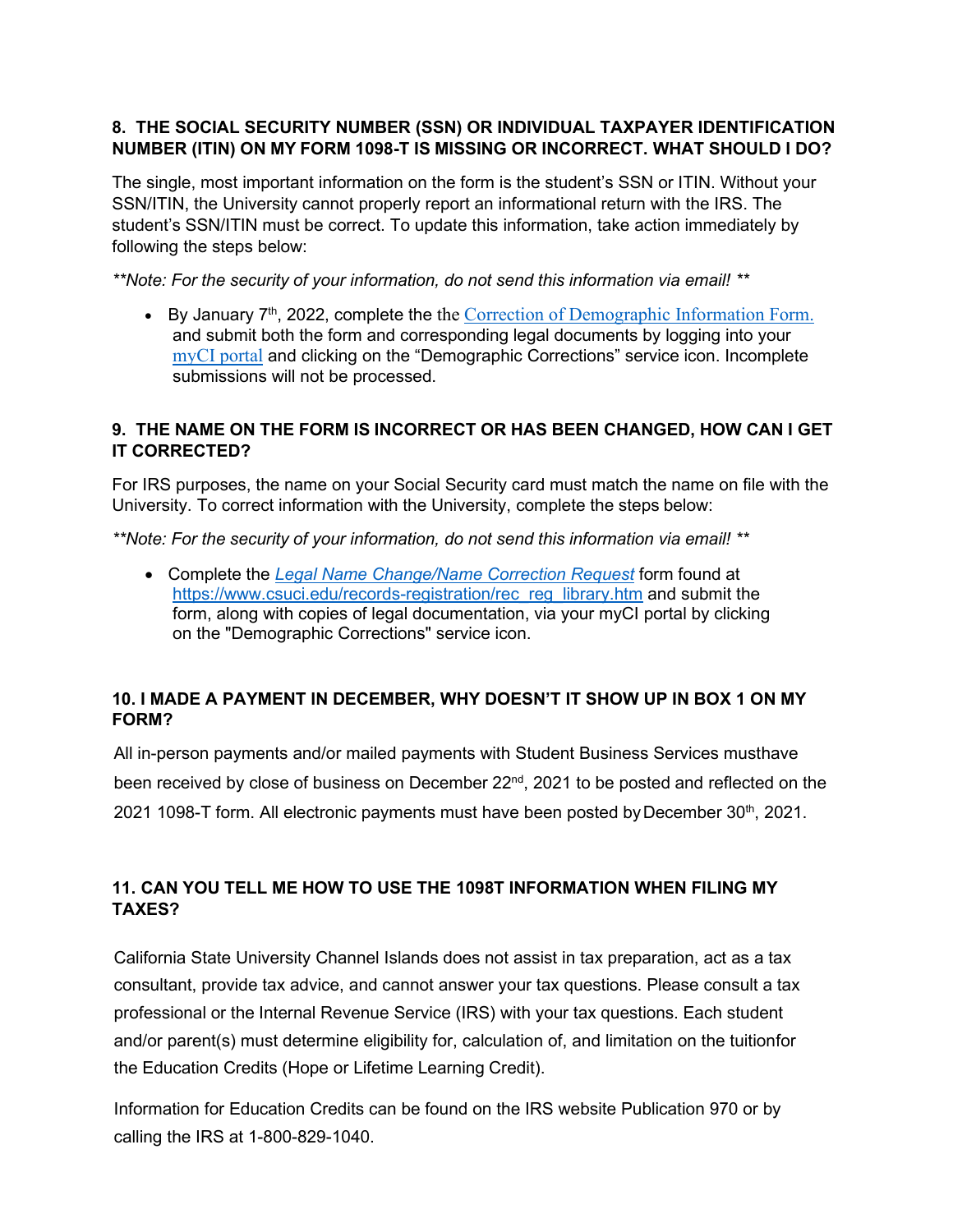### 8. THE SOCIAL SECURITY NUMBER (SSN) OR INDIVIDUAL TAXPAYER IDENTIFICATION NUMBER (ITIN) ON MY FORM 1098-T IS MISSING OR INCORRECT. WHAT SHOULD I DO?

The single, most important information on the form is the student's SSN or ITIN. Without your SSN/ITIN, the University cannot properly report an informational return with the IRS. The student's SSN/ITIN must be correct. To update this information, take action immediately by following the steps below:

***Note: For the security of your information, do not send this information via email! ***

- By January 7th, 2022, complete the the Correction of Demographic Information Form. and submit both the form and corresponding legal documents by logging into your myCI portal and clicking on the "Demographic Corrections" service icon. Incomplete submissions will not be processed.

### 9. THE NAME ON THE FORM IS INCORRECT OR HAS BEEN CHANGED, HOW CAN I GET IT CORRECTED?

For IRS purposes, the name on your Social Security card must match the name on file with the University. To correct information with the University, complete the steps below:

***Note: For the security of your information, do not send this information via email! ***

- Complete the *Legal Name Change/Name Correction Request* form found at https://www.csuci.edu/records-registration/rec_reg_library.htm and submit the form, along with copies of legal documentation, via your myCI portal by clicking on the "Demographic Corrections" service icon.

### 10. I MADE A PAYMENT IN DECEMBER, WHY DOESN'T IT SHOW UP IN BOX 1 ON MY FORM?

All in-person payments and/or mailed payments with Student Business Services musthave been received by close of business on December 22nd, 2021 to be posted and reflected on the 2021 1098-T form. All electronic payments must have been posted by December 30th, 2021.

### 11. CAN YOU TELL ME HOW TO USE THE 1098T INFORMATION WHEN FILING MY TAXES?

California State University Channel Islands does not assist in tax preparation, act as a tax consultant, provide tax advice, and cannot answer your tax questions. Please consult a tax professional or the Internal Revenue Service (IRS) with your tax questions. Each student and/or parent(s) must determine eligibility for, calculation of, and limitation on the tuitionfor the Education Credits (Hope or Lifetime Learning Credit).

Information for Education Credits can be found on the IRS website Publication 970 or by calling the IRS at 1-800-829-1040.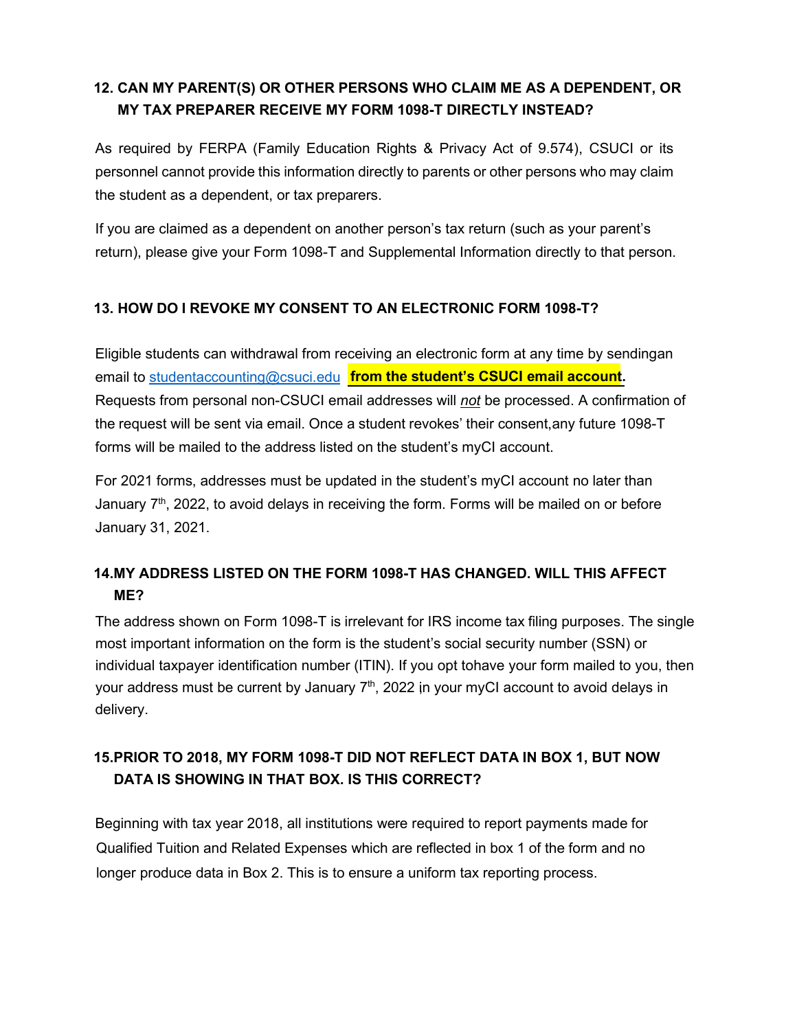## 12. CAN MY PARENT(S) OR OTHER PERSONS WHO CLAIM ME AS A DEPENDENT, OR MY TAX PREPARER RECEIVE MY FORM 1098-T DIRECTLY INSTEAD?

As required by FERPA (Family Education Rights & Privacy Act of 9.574), CSUCI or its personnel cannot provide this information directly to parents or other persons who may claim the student as a dependent, or tax preparers.

If you are claimed as a dependent on another person's tax return (such as your parent's return), please give your Form 1098-T and Supplemental Information directly to that person.

## 13. HOW DO I REVOKE MY CONSENT TO AN ELECTRONIC FORM 1098-T?

Eligible students can withdrawal from receiving an electronic form at any time by sendingan email to studentaccounting@csuci.edu **from the student's CSUCI email account.** Requests from personal non-CSUCI email addresses will ***not*** be processed. A confirmation of the request will be sent via email. Once a student revokes' their consent,any future 1098-T forms will be mailed to the address listed on the student's myCI account.

For 2021 forms, addresses must be updated in the student's myCI account no later than January 7th, 2022, to avoid delays in receiving the form. Forms will be mailed on or before January 31, 2021.

## 14.MY ADDRESS LISTED ON THE FORM 1098-T HAS CHANGED. WILL THIS AFFECT ME?

The address shown on Form 1098-T is irrelevant for IRS income tax filing purposes. The single most important information on the form is the student's social security number (SSN) or individual taxpayer identification number (ITIN). If you opt tohave your form mailed to you, then your address must be current by January 7th, 2022 in your myCI account to avoid delays in delivery.

## 15.PRIOR TO 2018, MY FORM 1098-T DID NOT REFLECT DATA IN BOX 1, BUT NOW DATA IS SHOWING IN THAT BOX. IS THIS CORRECT?

Beginning with tax year 2018, all institutions were required to report payments made for Qualified Tuition and Related Expenses which are reflected in box 1 of the form and no longer produce data in Box 2. This is to ensure a uniform tax reporting process.